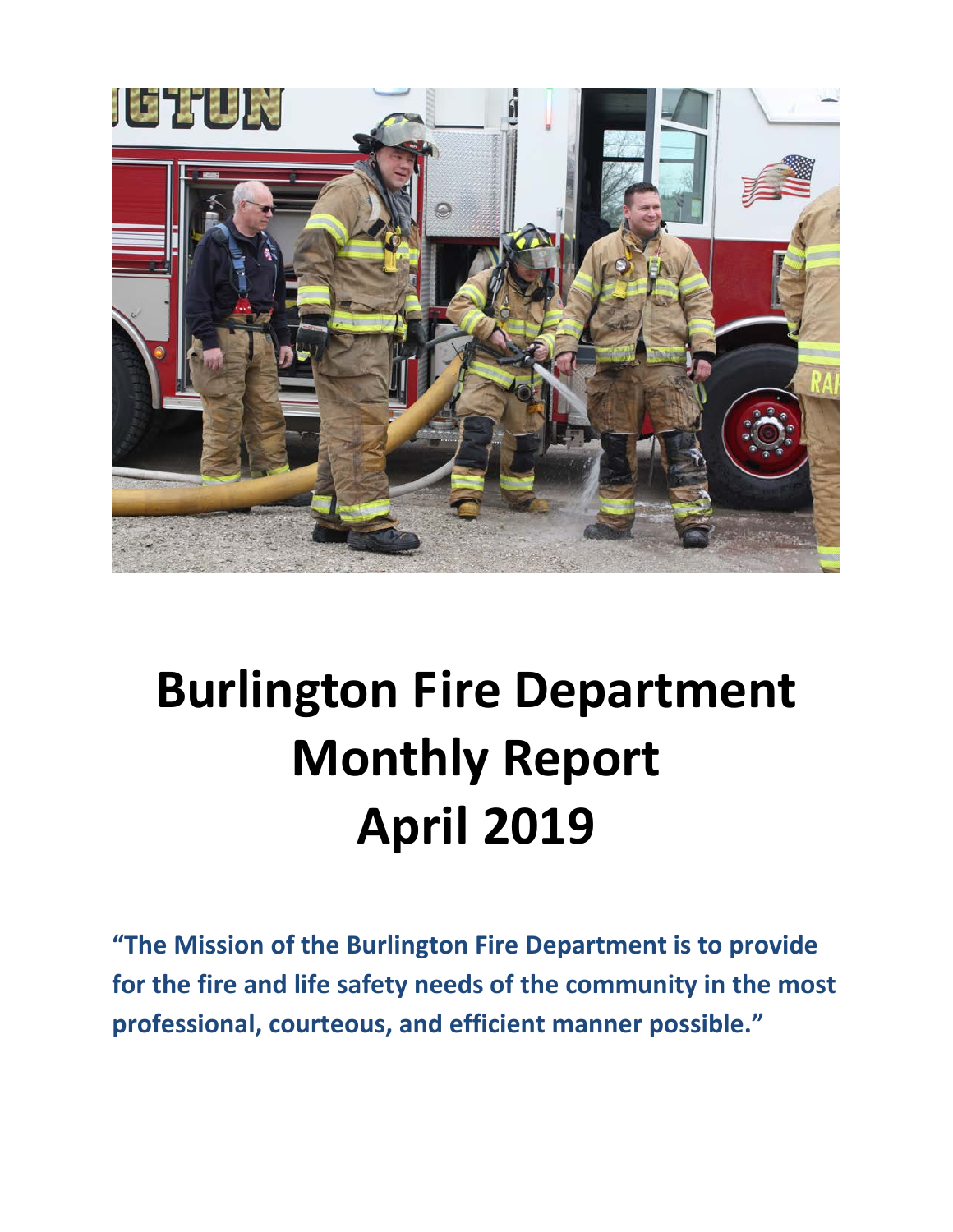# Burlington Fire Department Monthly Report April 2019

**"The Mission of the Burlington Fire Department is to provide for the fire and life safety needs of the community in the most professional, courteous, and efficient manner possible."**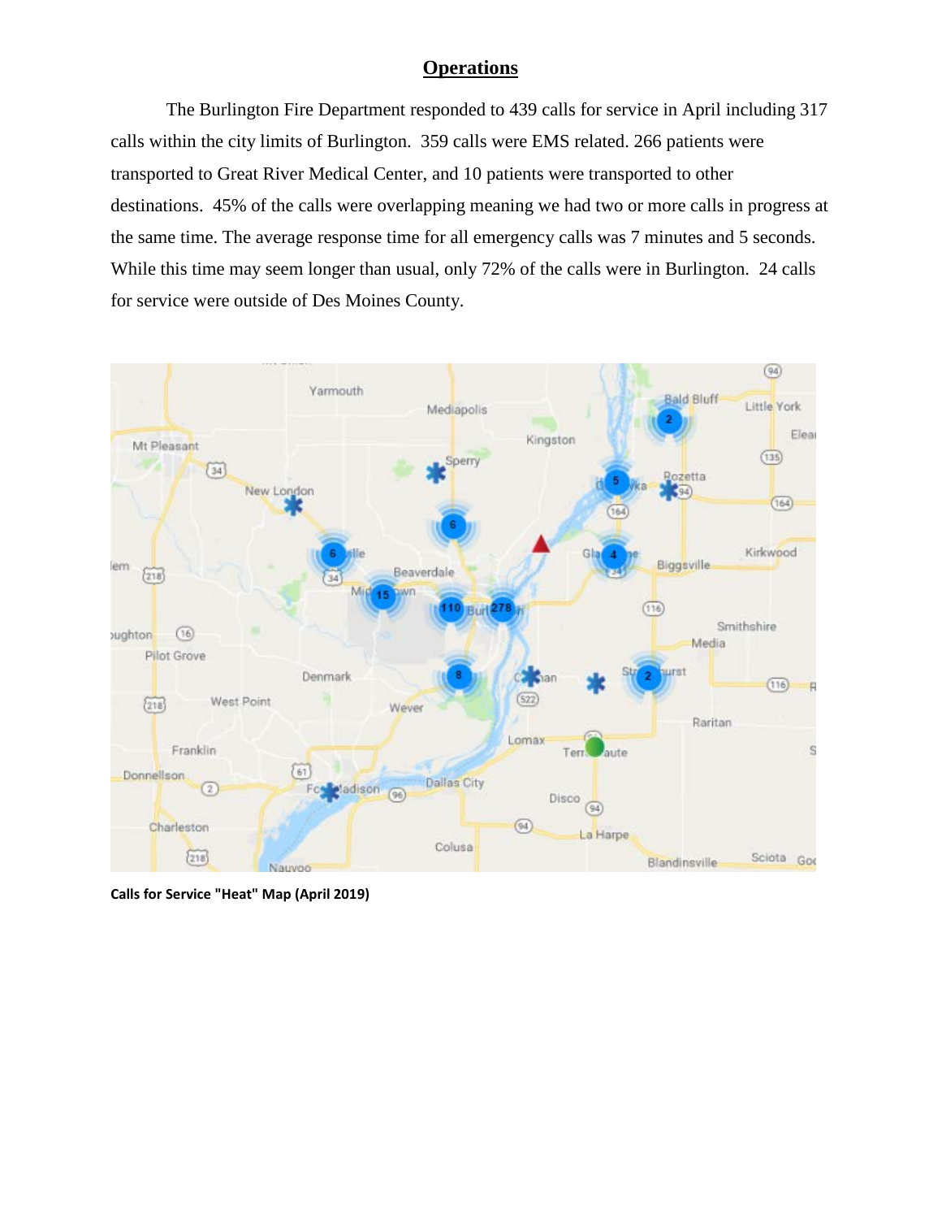## Operations

The Burlington Fire Department responded to 439 calls for service in April including 317 calls within the city limits of Burlington. 359 calls were EMS related. 266 patients were transported to Great River Medical Center, and 10 patients were transported to other destinations. 45% of the calls were overlapping meaning we had two or more calls in progress at the same time. The average response time for all emergency calls was 7 minutes and 5 seconds. While this time may seem longer than usual, only 72% of the calls were in Burlington. 24 calls for service were outside of Des Moines County.

**Calls for Service "Heat" Map (April 2019)**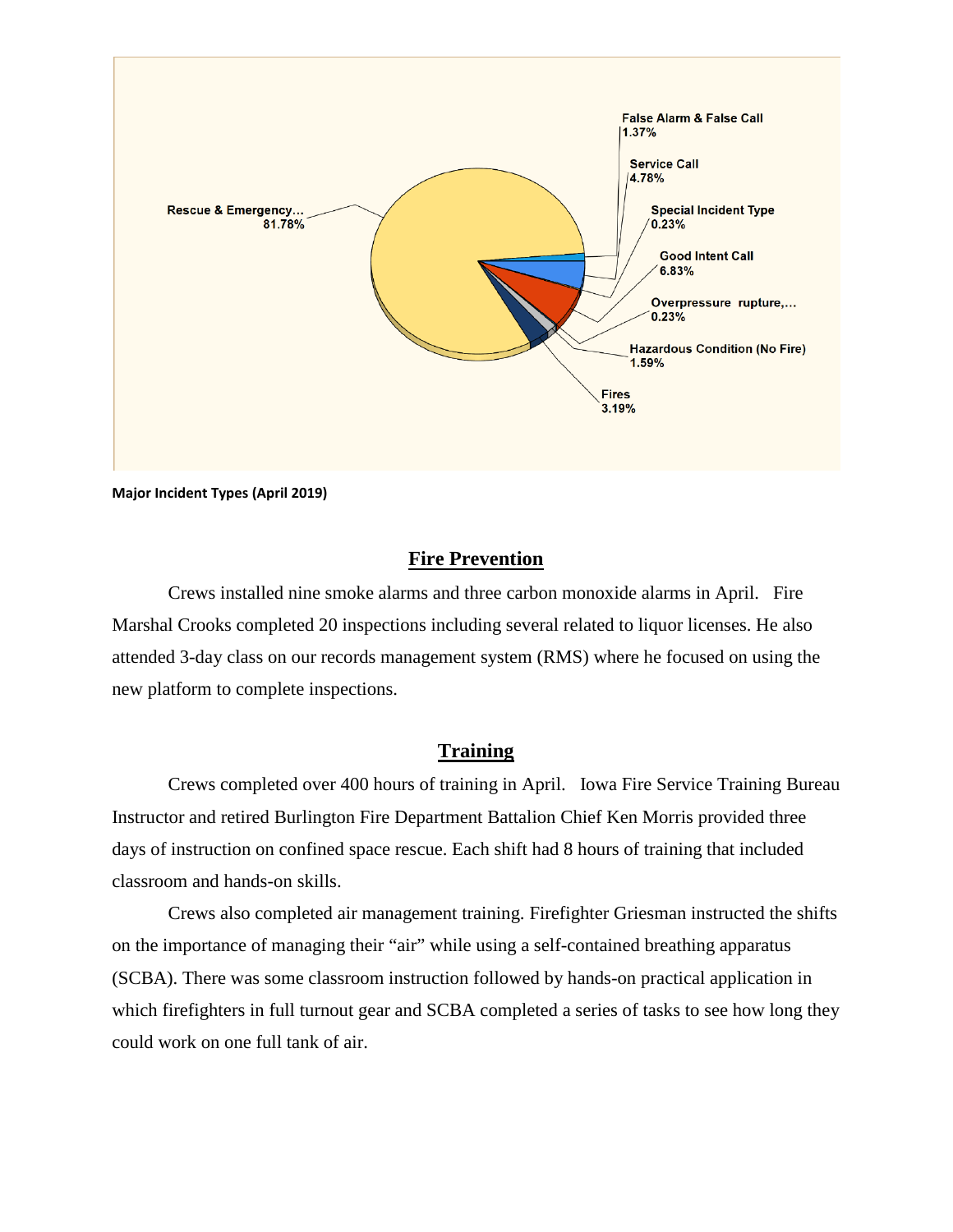False Alarm & False Call
1.37%

Service Call
4.78%

Rescue & Emergency...
81.78%

Special Incident Type
0.23%

Good Intent Call
6.83%

Overpressure rupture,...
0.23%

Hazardous Condition (No Fire)
1.59%

Fires
3.19%

**Major Incident Types (April 2019)**

## Fire Prevention

Crews installed nine smoke alarms and three carbon monoxide alarms in April. Fire Marshal Crooks completed 20 inspections including several related to liquor licenses. He also attended 3-day class on our records management system (RMS) where he focused on using the new platform to complete inspections.

## Training

Crews completed over 400 hours of training in April. Iowa Fire Service Training Bureau Instructor and retired Burlington Fire Department Battalion Chief Ken Morris provided three days of instruction on confined space rescue. Each shift had 8 hours of training that included classroom and hands-on skills.

Crews also completed air management training. Firefighter Griesman instructed the shifts on the importance of managing their "air" while using a self-contained breathing apparatus (SCBA). There was some classroom instruction followed by hands-on practical application in which firefighters in full turnout gear and SCBA completed a series of tasks to see how long they could work on one full tank of air.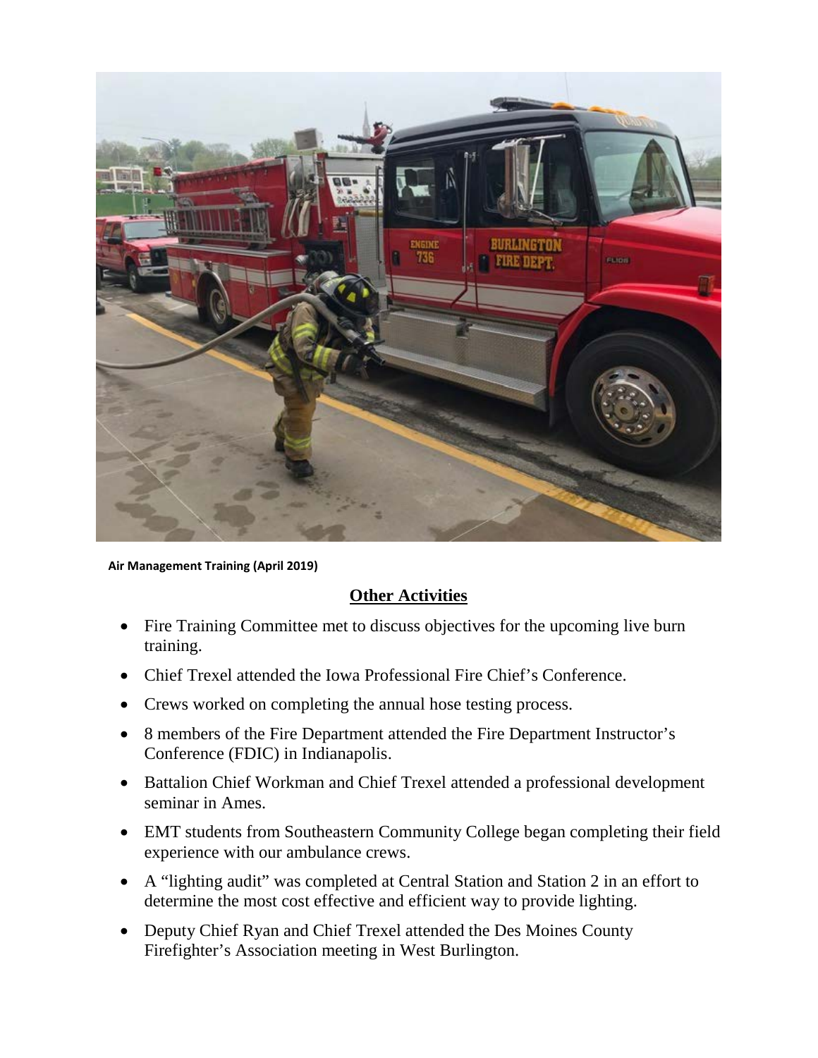Air Management Training (April 2019)

## Other Activities

- Fire Training Committee met to discuss objectives for the upcoming live burn training.
- Chief Trexel attended the Iowa Professional Fire Chief's Conference.
- Crews worked on completing the annual hose testing process.
- 8 members of the Fire Department attended the Fire Department Instructor's Conference (FDIC) in Indianapolis.
- Battalion Chief Workman and Chief Trexel attended a professional development seminar in Ames.
- EMT students from Southeastern Community College began completing their field experience with our ambulance crews.
- A "lighting audit" was completed at Central Station and Station 2 in an effort to determine the most cost effective and efficient way to provide lighting.
- Deputy Chief Ryan and Chief Trexel attended the Des Moines County Firefighter's Association meeting in West Burlington.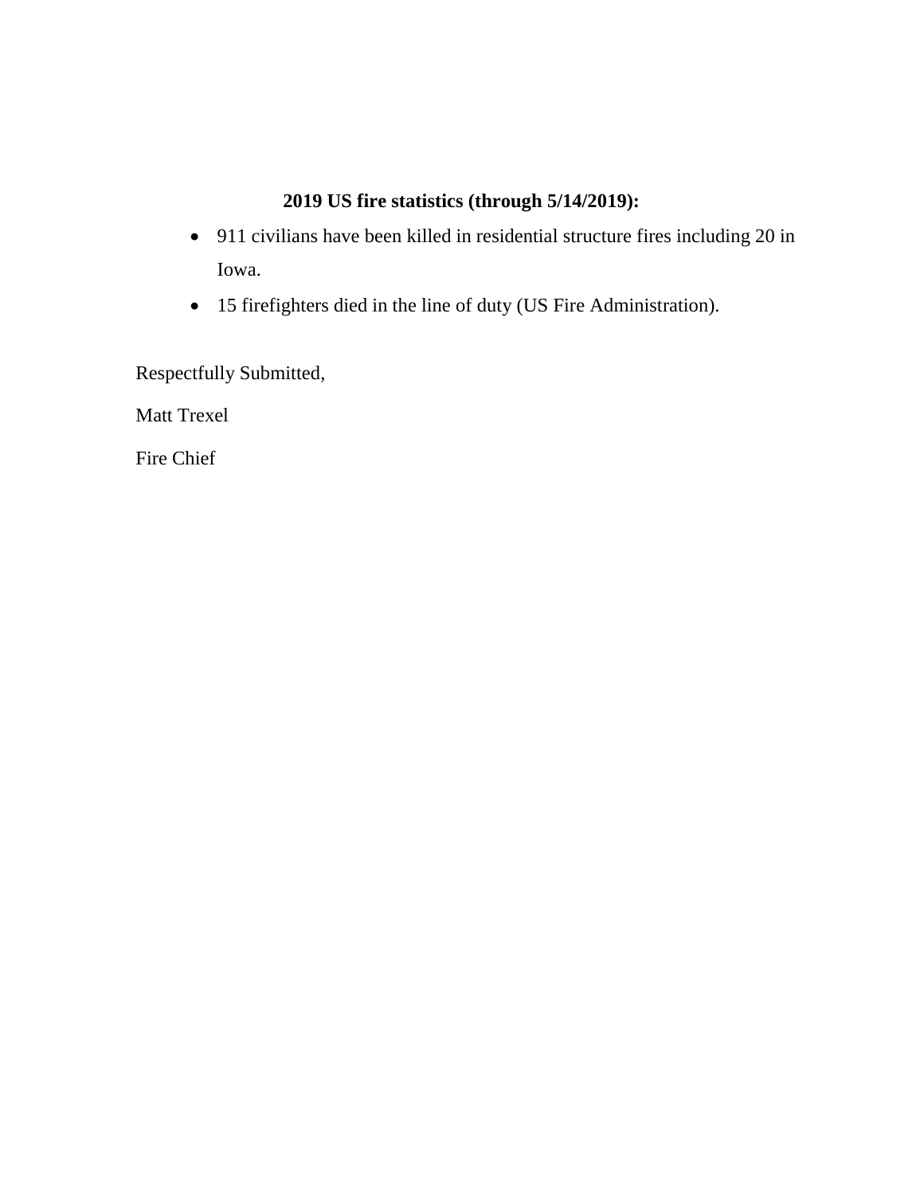**2019 US fire statistics (through 5/14/2019):**

- 911 civilians have been killed in residential structure fires including 20 in Iowa.
- 15 firefighters died in the line of duty (US Fire Administration).

Respectfully Submitted,

Matt Trexel

Fire Chief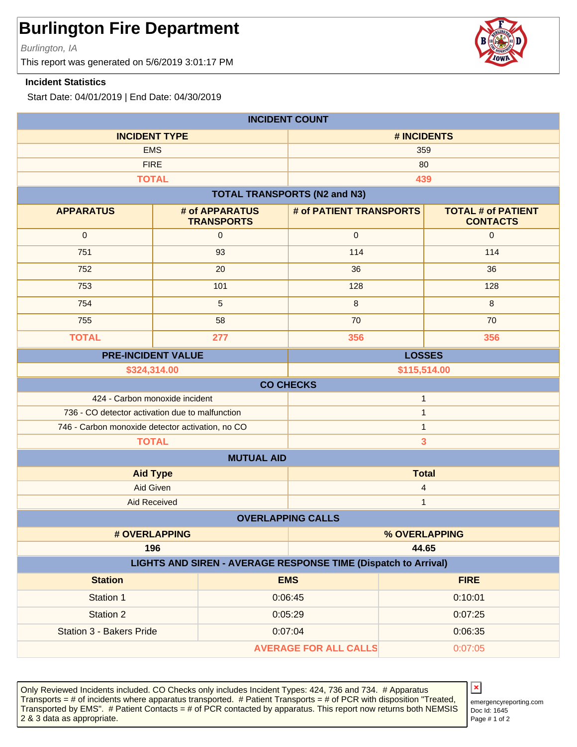# Burlington Fire Department

*Burlington, IA*

This report was generated on 5/6/2019 3:01:17 PM

**Incident Statistics**

Start Date: 04/01/2019 | End Date: 04/30/2019

| INCIDENT COUNT | |
|---|---|
| **INCIDENT TYPE** | **# INCIDENTS** |
| EMS | 359 |
| FIRE | 80 |
| **TOTAL** | **439** |

**TOTAL TRANSPORTS (N2 and N3)**

| APPARATUS | # of APPARATUS TRANSPORTS | # of PATIENT TRANSPORTS | TOTAL # of PATIENT CONTACTS |
|---|---|---|---|
| 0 | 0 | 0 | 0 |
| 751 | 93 | 114 | 114 |
| 752 | 20 | 36 | 36 |
| 753 | 101 | 128 | 128 |
| 754 | 5 | 8 | 8 |
| 755 | 58 | 70 | 70 |
| **TOTAL** | **277** | **356** | **356** |

| PRE-INCIDENT VALUE | LOSSES |
|---|---|
| **$324,314.00** | **$115,514.00** |

| CO CHECKS | |
|---|---|
| 424 - Carbon monoxide incident | 1 |
| 736 - CO detector activation due to malfunction | 1 |
| 746 - Carbon monoxide detector activation, no CO | 1 |
| **TOTAL** | **3** |

| MUTUAL AID | |
|---|---|
| **Aid Type** | **Total** |
| Aid Given | 4 |
| Aid Received | 1 |

| OVERLAPPING CALLS | |
|---|---|
| **# OVERLAPPING** | **% OVERLAPPING** |
| **196** | **44.65** |

**LIGHTS AND SIREN - AVERAGE RESPONSE TIME (Dispatch to Arrival)**

| Station | EMS | FIRE |
|---|---|---|
| Station 1 | 0:06:45 | 0:10:01 |
| Station 2 | 0:05:29 | 0:07:25 |
| Station 3 - Bakers Pride | 0:07:04 | 0:06:35 |
| | **AVERAGE FOR ALL CALLS** | 0:07:05 |

Only Reviewed Incidents included. CO Checks only includes Incident Types: 424, 736 and 734. # Apparatus Transports = # of incidents where apparatus transported. # Patient Transports = # of PCR with disposition "Treated, Transported by EMS". # Patient Contacts = # of PCR contacted by apparatus. This report now returns both NEMSIS 2 & 3 data as appropriate.

emergencyreporting.com
Doc Id: 1645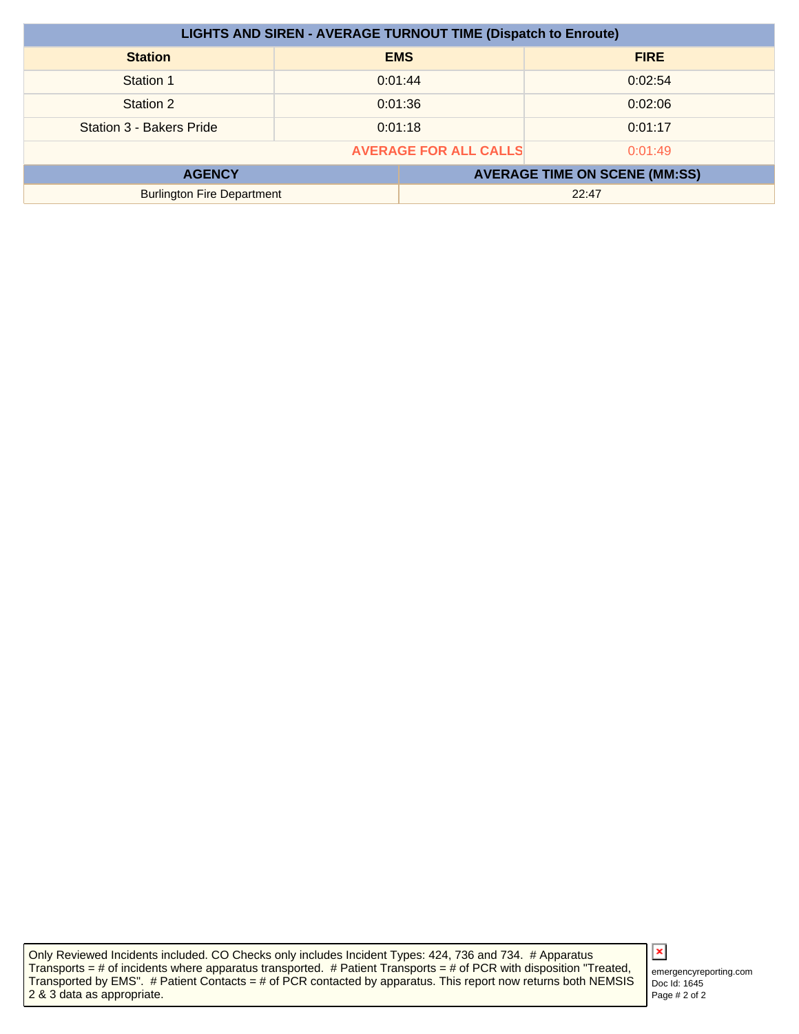| LIGHTS AND SIREN - AVERAGE TURNOUT TIME (Dispatch to Enroute) | | |
|---|---|---|
| **Station** | **EMS** | **FIRE** |
| Station 1 | 0:01:44 | 0:02:54 |
| Station 2 | 0:01:36 | 0:02:06 |
| Station 3 - Bakers Pride | 0:01:18 | 0:01:17 |
| | **AVERAGE FOR ALL CALLS** | 0:01:49 |

| AGENCY | AVERAGE TIME ON SCENE (MM:SS) |
|---|---|
| Burlington Fire Department | 22:47 |

Only Reviewed Incidents included. CO Checks only includes Incident Types: 424, 736 and 734. # Apparatus Transports = # of incidents where apparatus transported. # Patient Transports = # of PCR with disposition "Treated, Transported by EMS". # Patient Contacts = # of PCR contacted by apparatus. This report now returns both NEMSIS 2 & 3 data as appropriate.

emergencyreporting.com
Doc Id: 1645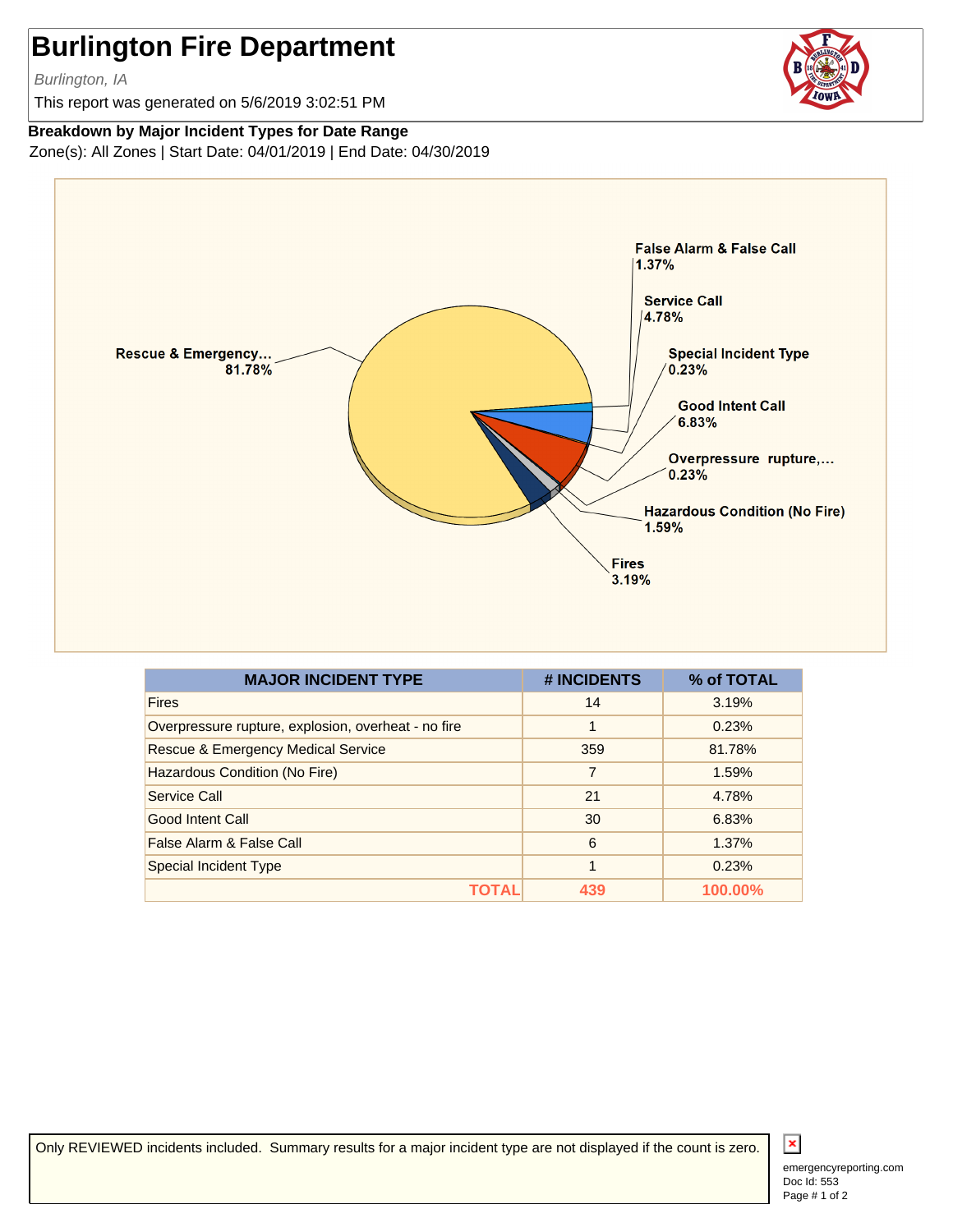# Burlington Fire Department

*Burlington, IA*

This report was generated on 5/6/2019 3:02:51 PM

**Breakdown by Major Incident Types for Date Range**

Zone(s): All Zones | Start Date: 04/01/2019 | End Date: 04/30/2019

Rescue & Emergency... 81.78%
False Alarm & False Call 1.37%
Service Call 4.78%
Special Incident Type 0.23%
Good Intent Call 6.83%
Overpressure rupture,... 0.23%
Hazardous Condition (No Fire) 1.59%
Fires 3.19%

| MAJOR INCIDENT TYPE | # INCIDENTS | % of TOTAL |
|---|---|---|
| Fires | 14 | 3.19% |
| Overpressure rupture, explosion, overheat - no fire | 1 | 0.23% |
| Rescue & Emergency Medical Service | 359 | 81.78% |
| Hazardous Condition (No Fire) | 7 | 1.59% |
| Service Call | 21 | 4.78% |
| Good Intent Call | 30 | 6.83% |
| False Alarm & False Call | 6 | 1.37% |
| Special Incident Type | 1 | 0.23% |
| **TOTAL** | **439** | **100.00%** |

Only REVIEWED incidents included. Summary results for a major incident type are not displayed if the count is zero.

emergencyreporting.com
Doc Id: 553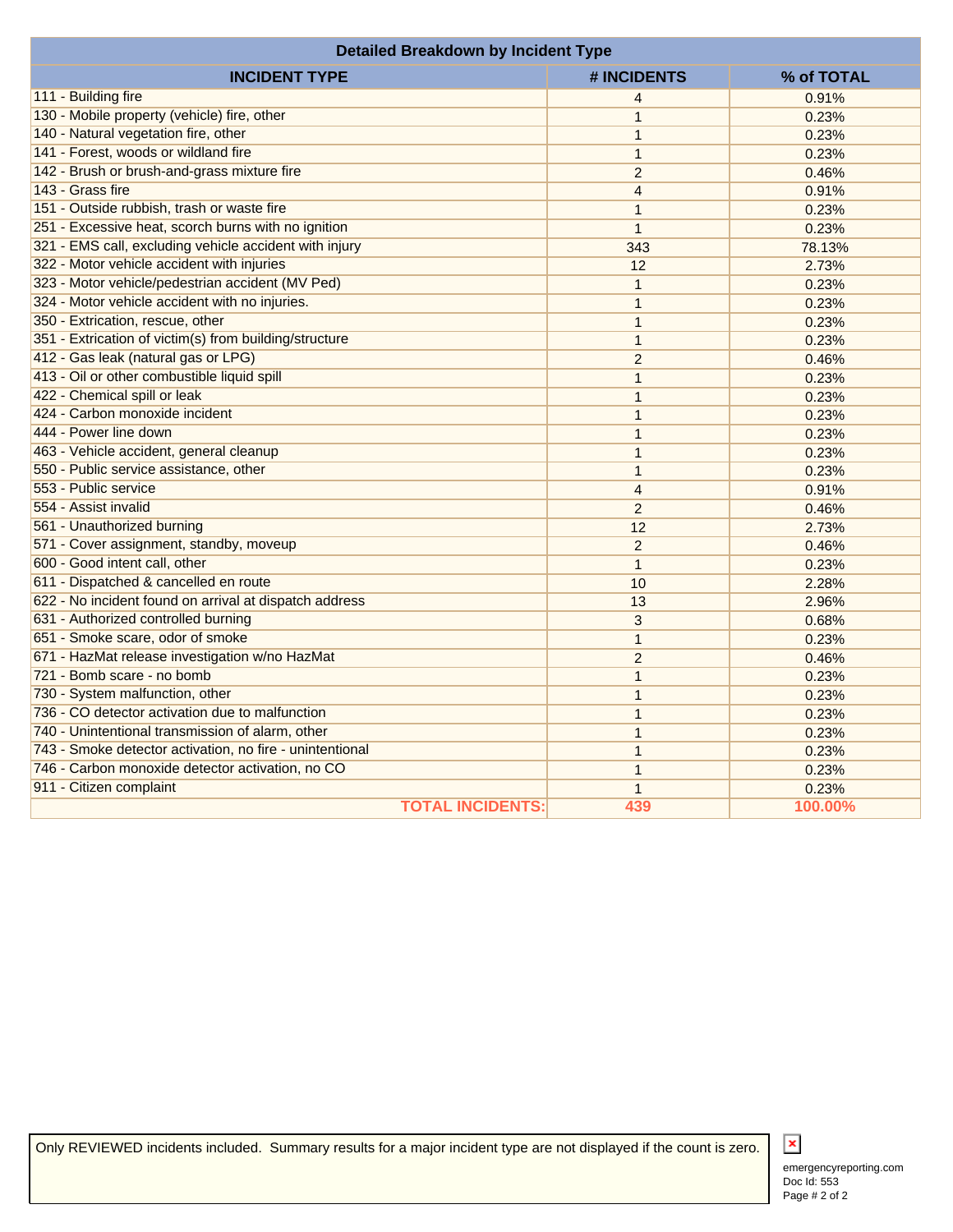## Detailed Breakdown by Incident Type

| INCIDENT TYPE | # INCIDENTS | % of TOTAL |
|---|---|---|
| 111 - Building fire | 4 | 0.91% |
| 130 - Mobile property (vehicle) fire, other | 1 | 0.23% |
| 140 - Natural vegetation fire, other | 1 | 0.23% |
| 141 - Forest, woods or wildland fire | 1 | 0.23% |
| 142 - Brush or brush-and-grass mixture fire | 2 | 0.46% |
| 143 - Grass fire | 4 | 0.91% |
| 151 - Outside rubbish, trash or waste fire | 1 | 0.23% |
| 251 - Excessive heat, scorch burns with no ignition | 1 | 0.23% |
| 321 - EMS call, excluding vehicle accident with injury | 343 | 78.13% |
| 322 - Motor vehicle accident with injuries | 12 | 2.73% |
| 323 - Motor vehicle/pedestrian accident (MV Ped) | 1 | 0.23% |
| 324 - Motor vehicle accident with no injuries. | 1 | 0.23% |
| 350 - Extrication, rescue, other | 1 | 0.23% |
| 351 - Extrication of victim(s) from building/structure | 1 | 0.23% |
| 412 - Gas leak (natural gas or LPG) | 2 | 0.46% |
| 413 - Oil or other combustible liquid spill | 1 | 0.23% |
| 422 - Chemical spill or leak | 1 | 0.23% |
| 424 - Carbon monoxide incident | 1 | 0.23% |
| 444 - Power line down | 1 | 0.23% |
| 463 - Vehicle accident, general cleanup | 1 | 0.23% |
| 550 - Public service assistance, other | 1 | 0.23% |
| 553 - Public service | 4 | 0.91% |
| 554 - Assist invalid | 2 | 0.46% |
| 561 - Unauthorized burning | 12 | 2.73% |
| 571 - Cover assignment, standby, moveup | 2 | 0.46% |
| 600 - Good intent call, other | 1 | 0.23% |
| 611 - Dispatched & cancelled en route | 10 | 2.28% |
| 622 - No incident found on arrival at dispatch address | 13 | 2.96% |
| 631 - Authorized controlled burning | 3 | 0.68% |
| 651 - Smoke scare, odor of smoke | 1 | 0.23% |
| 671 - HazMat release investigation w/no HazMat | 2 | 0.46% |
| 721 - Bomb scare - no bomb | 1 | 0.23% |
| 730 - System malfunction, other | 1 | 0.23% |
| 736 - CO detector activation due to malfunction | 1 | 0.23% |
| 740 - Unintentional transmission of alarm, other | 1 | 0.23% |
| 743 - Smoke detector activation, no fire - unintentional | 1 | 0.23% |
| 746 - Carbon monoxide detector activation, no CO | 1 | 0.23% |
| 911 - Citizen complaint | 1 | 0.23% |
| **TOTAL INCIDENTS:** | **439** | **100.00%** |

Only REVIEWED incidents included. Summary results for a major incident type are not displayed if the count is zero.

emergencyreporting.com
Doc Id: 553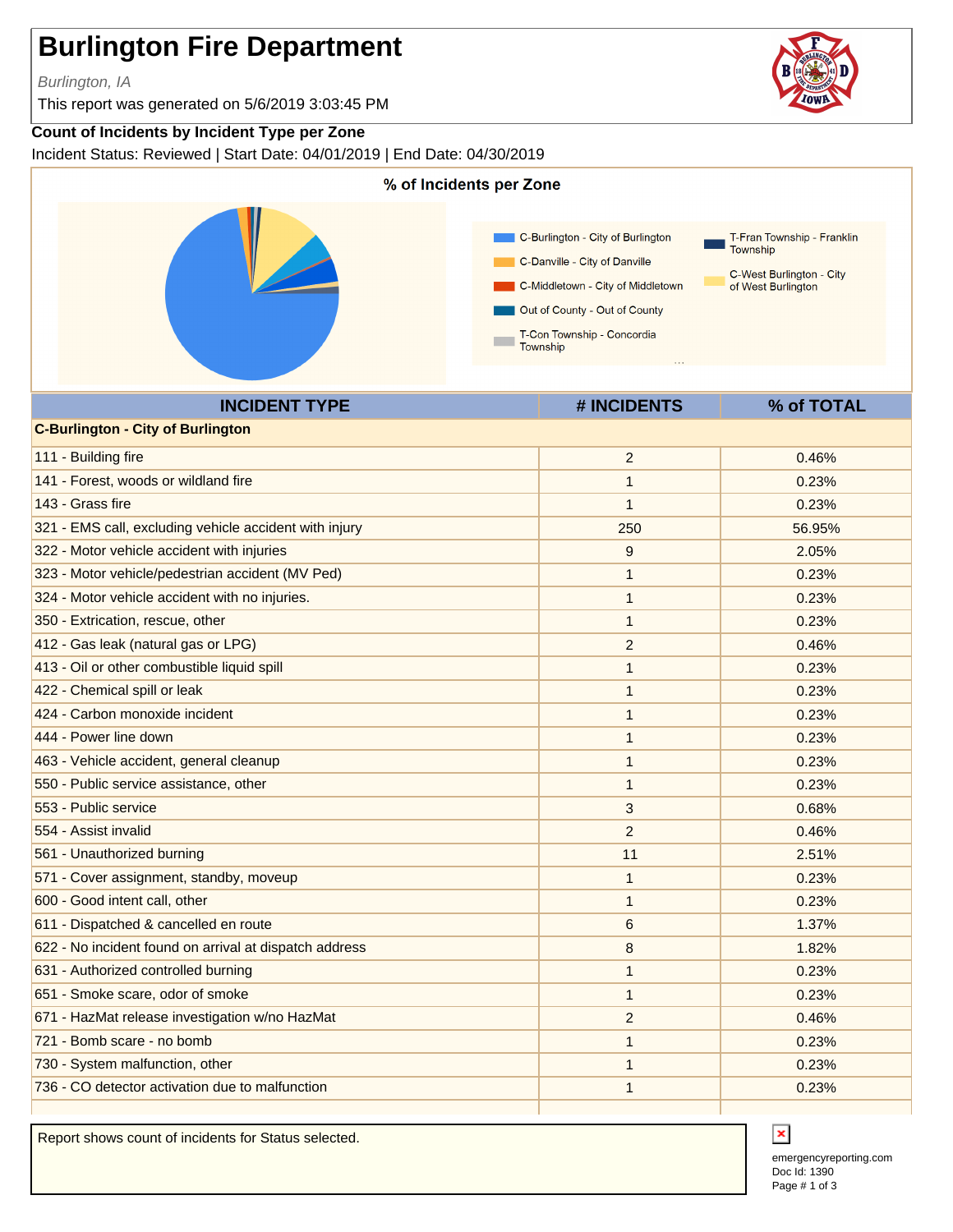# Burlington Fire Department

*Burlington, IA*

This report was generated on 5/6/2019 3:03:45 PM

### Count of Incidents by Incident Type per Zone

Incident Status: Reviewed | Start Date: 04/01/2019 | End Date: 04/30/2019

**% of Incidents per Zone**

- C-Burlington - City of Burlington
- C-Danville - City of Danville
- C-Middletown - City of Middletown
- Out of County - Out of County
- T-Con Township - Concordia Township
- T-Fran Township - Franklin Township
- C-West Burlington - City of West Burlington

| INCIDENT TYPE | # INCIDENTS | % of TOTAL |
|---|---|---|
| **C-Burlington - City of Burlington** | | |
| 111 - Building fire | 2 | 0.46% |
| 141 - Forest, woods or wildland fire | 1 | 0.23% |
| 143 - Grass fire | 1 | 0.23% |
| 321 - EMS call, excluding vehicle accident with injury | 250 | 56.95% |
| 322 - Motor vehicle accident with injuries | 9 | 2.05% |
| 323 - Motor vehicle/pedestrian accident (MV Ped) | 1 | 0.23% |
| 324 - Motor vehicle accident with no injuries. | 1 | 0.23% |
| 350 - Extrication, rescue, other | 1 | 0.23% |
| 412 - Gas leak (natural gas or LPG) | 2 | 0.46% |
| 413 - Oil or other combustible liquid spill | 1 | 0.23% |
| 422 - Chemical spill or leak | 1 | 0.23% |
| 424 - Carbon monoxide incident | 1 | 0.23% |
| 444 - Power line down | 1 | 0.23% |
| 463 - Vehicle accident, general cleanup | 1 | 0.23% |
| 550 - Public service assistance, other | 1 | 0.23% |
| 553 - Public service | 3 | 0.68% |
| 554 - Assist invalid | 2 | 0.46% |
| 561 - Unauthorized burning | 11 | 2.51% |
| 571 - Cover assignment, standby, moveup | 1 | 0.23% |
| 600 - Good intent call, other | 1 | 0.23% |
| 611 - Dispatched & cancelled en route | 6 | 1.37% |
| 622 - No incident found on arrival at dispatch address | 8 | 1.82% |
| 631 - Authorized controlled burning | 1 | 0.23% |
| 651 - Smoke scare, odor of smoke | 1 | 0.23% |
| 671 - HazMat release investigation w/no HazMat | 2 | 0.46% |
| 721 - Bomb scare - no bomb | 1 | 0.23% |
| 730 - System malfunction, other | 1 | 0.23% |
| 736 - CO detector activation due to malfunction | 1 | 0.23% |

Report shows count of incidents for Status selected.

emergencyreporting.com
Doc Id: 1390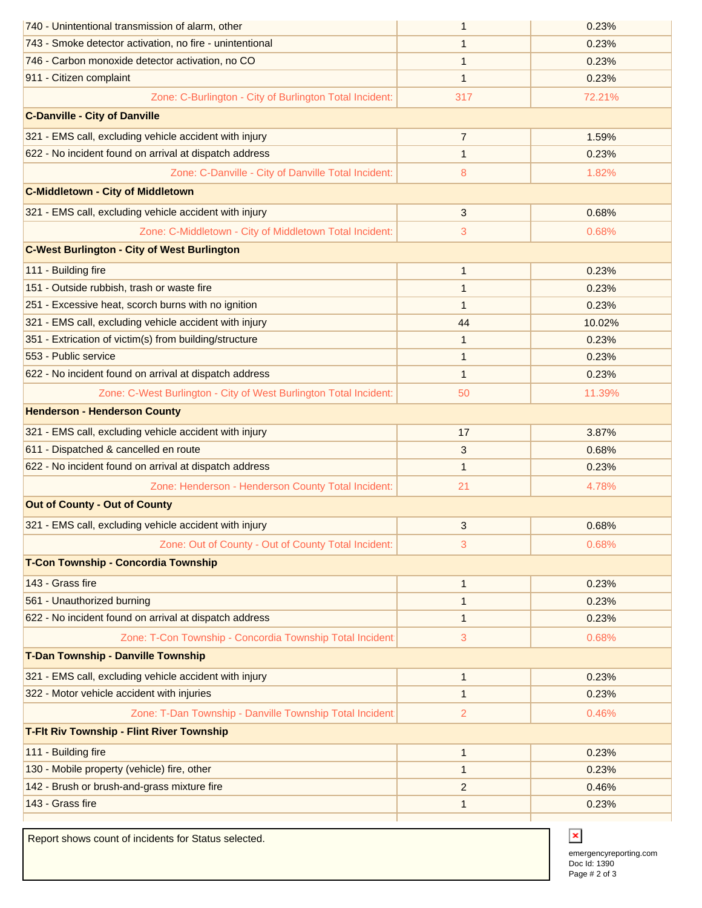| | | |
|---|---|---|
| 740 - Unintentional transmission of alarm, other | 1 | 0.23% |
| 743 - Smoke detector activation, no fire - unintentional | 1 | 0.23% |
| 746 - Carbon monoxide detector activation, no CO | 1 | 0.23% |
| 911 - Citizen complaint | 1 | 0.23% |
| Zone: C-Burlington - City of Burlington Total Incident: | 317 | 72.21% |
| **C-Danville - City of Danville** | | |
| 321 - EMS call, excluding vehicle accident with injury | 7 | 1.59% |
| 622 - No incident found on arrival at dispatch address | 1 | 0.23% |
| Zone: C-Danville - City of Danville Total Incident: | 8 | 1.82% |
| **C-Middletown - City of Middletown** | | |
| 321 - EMS call, excluding vehicle accident with injury | 3 | 0.68% |
| Zone: C-Middletown - City of Middletown Total Incident: | 3 | 0.68% |
| **C-West Burlington - City of West Burlington** | | |
| 111 - Building fire | 1 | 0.23% |
| 151 - Outside rubbish, trash or waste fire | 1 | 0.23% |
| 251 - Excessive heat, scorch burns with no ignition | 1 | 0.23% |
| 321 - EMS call, excluding vehicle accident with injury | 44 | 10.02% |
| 351 - Extrication of victim(s) from building/structure | 1 | 0.23% |
| 553 - Public service | 1 | 0.23% |
| 622 - No incident found on arrival at dispatch address | 1 | 0.23% |
| Zone: C-West Burlington - City of West Burlington Total Incident: | 50 | 11.39% |
| **Henderson - Henderson County** | | |
| 321 - EMS call, excluding vehicle accident with injury | 17 | 3.87% |
| 611 - Dispatched & cancelled en route | 3 | 0.68% |
| 622 - No incident found on arrival at dispatch address | 1 | 0.23% |
| Zone: Henderson - Henderson County Total Incident: | 21 | 4.78% |
| **Out of County - Out of County** | | |
| 321 - EMS call, excluding vehicle accident with injury | 3 | 0.68% |
| Zone: Out of County - Out of County Total Incident: | 3 | 0.68% |
| **T-Con Township - Concordia Township** | | |
| 143 - Grass fire | 1 | 0.23% |
| 561 - Unauthorized burning | 1 | 0.23% |
| 622 - No incident found on arrival at dispatch address | 1 | 0.23% |
| Zone: T-Con Township - Concordia Township Total Incident | 3 | 0.68% |
| **T-Dan Township - Danville Township** | | |
| 321 - EMS call, excluding vehicle accident with injury | 1 | 0.23% |
| 322 - Motor vehicle accident with injuries | 1 | 0.23% |
| Zone: T-Dan Township - Danville Township Total Incident | 2 | 0.46% |
| **T-Flt Riv Township - Flint River Township** | | |
| 111 - Building fire | 1 | 0.23% |
| 130 - Mobile property (vehicle) fire, other | 1 | 0.23% |
| 142 - Brush or brush-and-grass mixture fire | 2 | 0.46% |
| 143 - Grass fire | 1 | 0.23% |

Report shows count of incidents for Status selected.

emergencyreporting.com
Doc Id: 1390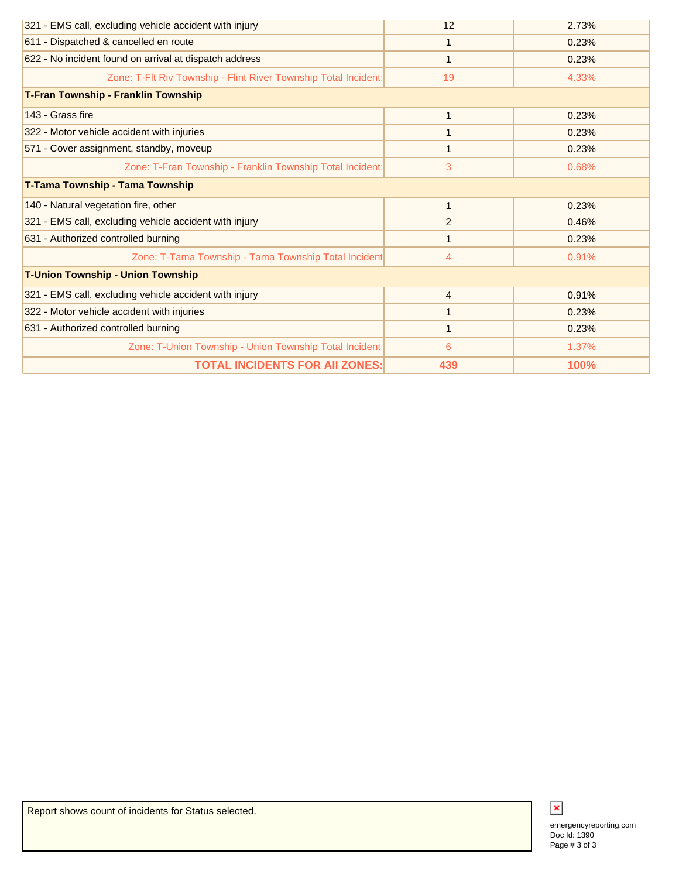| | | |
|---|---|---|
| 321 - EMS call, excluding vehicle accident with injury | 12 | 2.73% |
| 611 - Dispatched & cancelled en route | 1 | 0.23% |
| 622 - No incident found on arrival at dispatch address | 1 | 0.23% |
| Zone: T-Flt Riv Township - Flint River Township Total Incident | 19 | 4.33% |
| **T-Fran Township - Franklin Township** | | |
| 143 - Grass fire | 1 | 0.23% |
| 322 - Motor vehicle accident with injuries | 1 | 0.23% |
| 571 - Cover assignment, standby, moveup | 1 | 0.23% |
| Zone: T-Fran Township - Franklin Township Total Incident | 3 | 0.68% |
| **T-Tama Township - Tama Township** | | |
| 140 - Natural vegetation fire, other | 1 | 0.23% |
| 321 - EMS call, excluding vehicle accident with injury | 2 | 0.46% |
| 631 - Authorized controlled burning | 1 | 0.23% |
| Zone: T-Tama Township - Tama Township Total Incident | 4 | 0.91% |
| **T-Union Township - Union Township** | | |
| 321 - EMS call, excluding vehicle accident with injury | 4 | 0.91% |
| 322 - Motor vehicle accident with injuries | 1 | 0.23% |
| 631 - Authorized controlled burning | 1 | 0.23% |
| Zone: T-Union Township - Union Township Total Incident | 6 | 1.37% |
| **TOTAL INCIDENTS FOR All ZONES:** | **439** | **100%** |

Report shows count of incidents for Status selected.

emergencyreporting.com
Doc Id: 1390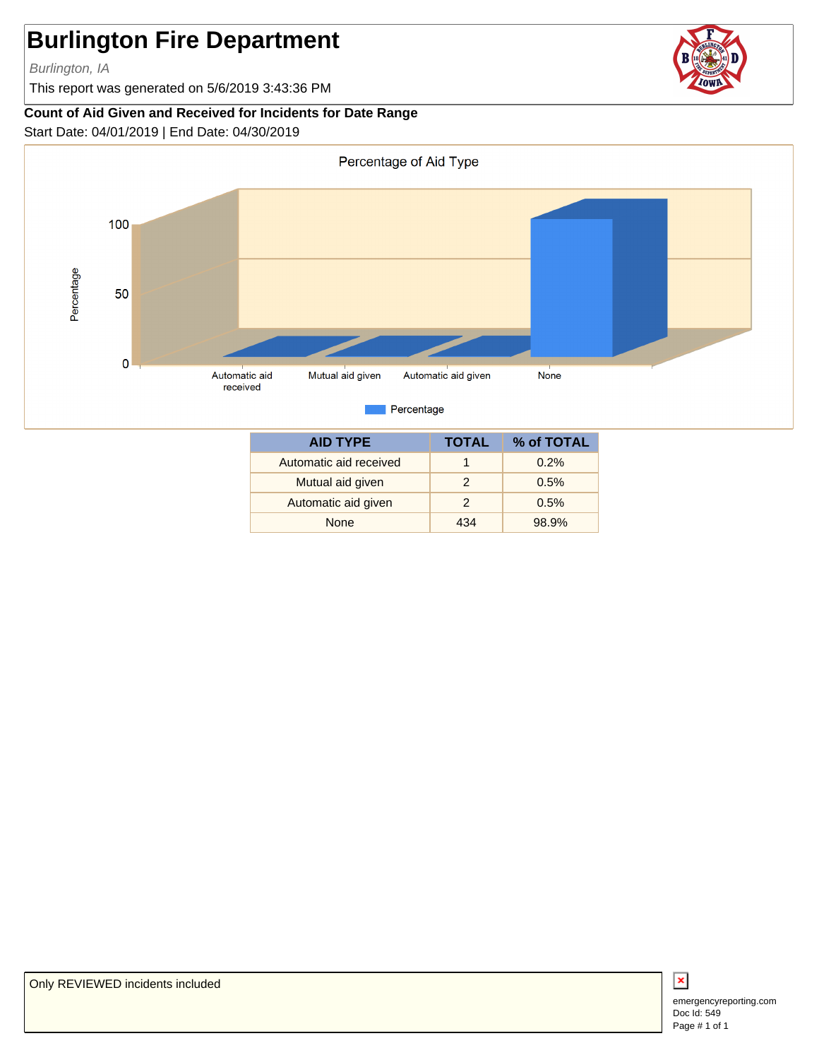# Burlington Fire Department

*Burlington, IA*

This report was generated on 5/6/2019 3:43:36 PM

**Count of Aid Given and Received for Incidents for Date Range**

Start Date: 04/01/2019 | End Date: 04/30/2019

Percentage of Aid Type

| AID TYPE | TOTAL | % of TOTAL |
|---|---|---|
| Automatic aid received | 1 | 0.2% |
| Mutual aid given | 2 | 0.5% |
| Automatic aid given | 2 | 0.5% |
| None | 434 | 98.9% |

Only REVIEWED incidents included

emergencyreporting.com
Doc Id: 549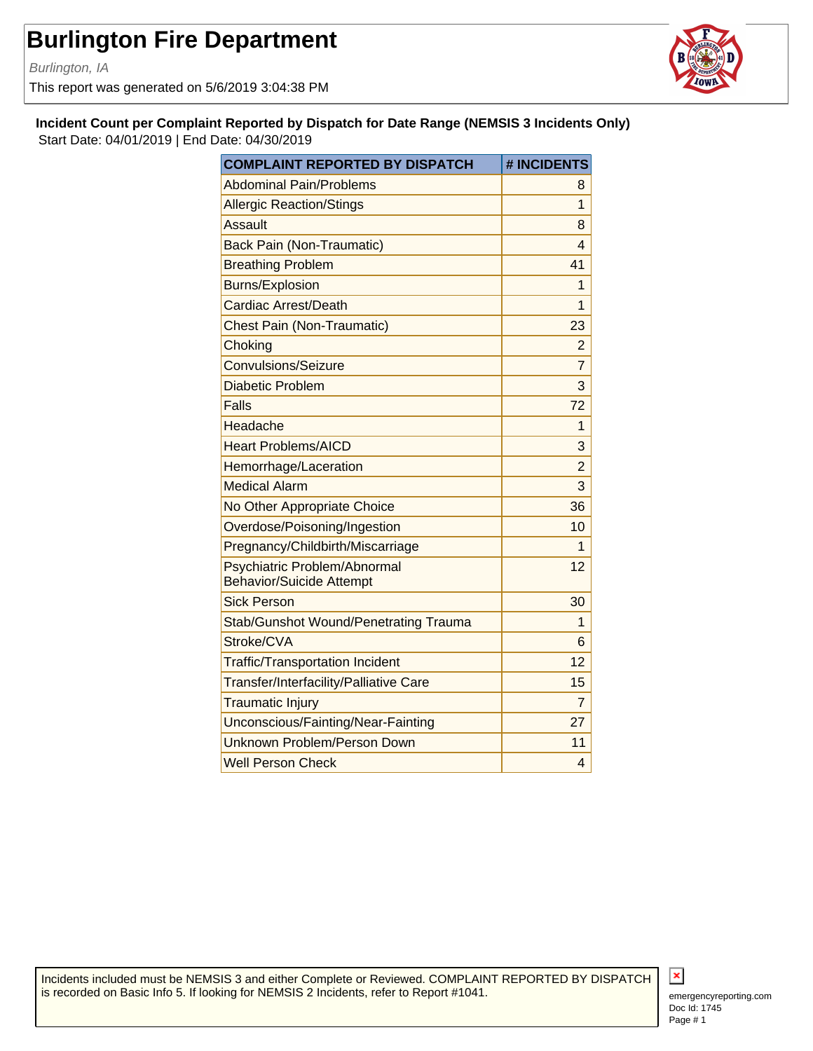# Burlington Fire Department

*Burlington, IA*

This report was generated on 5/6/2019 3:04:38 PM

**Incident Count per Complaint Reported by Dispatch for Date Range (NEMSIS 3 Incidents Only)**

Start Date: 04/01/2019 | End Date: 04/30/2019

| COMPLAINT REPORTED BY DISPATCH | # INCIDENTS |
|---|---|
| Abdominal Pain/Problems | 8 |
| Allergic Reaction/Stings | 1 |
| Assault | 8 |
| Back Pain (Non-Traumatic) | 4 |
| Breathing Problem | 41 |
| Burns/Explosion | 1 |
| Cardiac Arrest/Death | 1 |
| Chest Pain (Non-Traumatic) | 23 |
| Choking | 2 |
| Convulsions/Seizure | 7 |
| Diabetic Problem | 3 |
| Falls | 72 |
| Headache | 1 |
| Heart Problems/AICD | 3 |
| Hemorrhage/Laceration | 2 |
| Medical Alarm | 3 |
| No Other Appropriate Choice | 36 |
| Overdose/Poisoning/Ingestion | 10 |
| Pregnancy/Childbirth/Miscarriage | 1 |
| Psychiatric Problem/Abnormal Behavior/Suicide Attempt | 12 |
| Sick Person | 30 |
| Stab/Gunshot Wound/Penetrating Trauma | 1 |
| Stroke/CVA | 6 |
| Traffic/Transportation Incident | 12 |
| Transfer/Interfacility/Palliative Care | 15 |
| Traumatic Injury | 7 |
| Unconscious/Fainting/Near-Fainting | 27 |
| Unknown Problem/Person Down | 11 |
| Well Person Check | 4 |

Incidents included must be NEMSIS 3 and either Complete or Reviewed. COMPLAINT REPORTED BY DISPATCH is recorded on Basic Info 5. If looking for NEMSIS 2 Incidents, refer to Report #1041.

emergencyreporting.com
Doc Id: 1745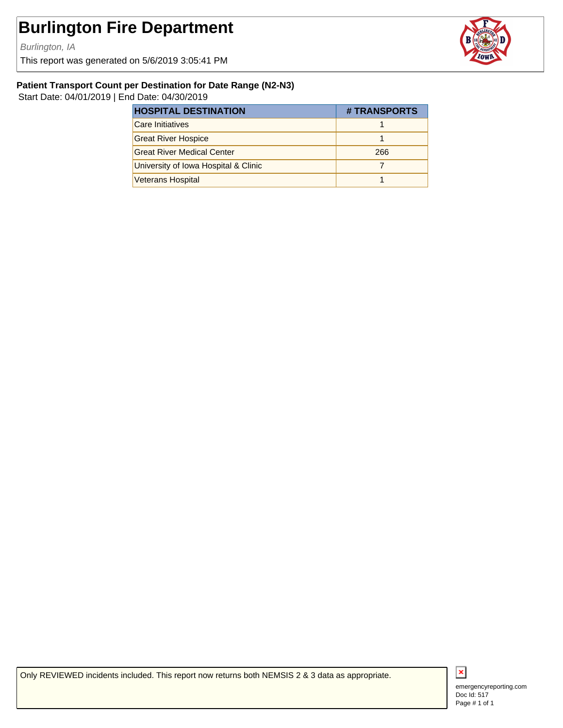# Burlington Fire Department

*Burlington, IA*

This report was generated on 5/6/2019 3:05:41 PM

### Patient Transport Count per Destination for Date Range (N2-N3)

Start Date: 04/01/2019 | End Date: 04/30/2019

| HOSPITAL DESTINATION | # TRANSPORTS |
|---|---|
| Care Initiatives | 1 |
| Great River Hospice | 1 |
| Great River Medical Center | 266 |
| University of Iowa Hospital & Clinic | 7 |
| Veterans Hospital | 1 |

Only REVIEWED incidents included. This report now returns both NEMSIS 2 & 3 data as appropriate.

emergencyreporting.com
Doc Id: 517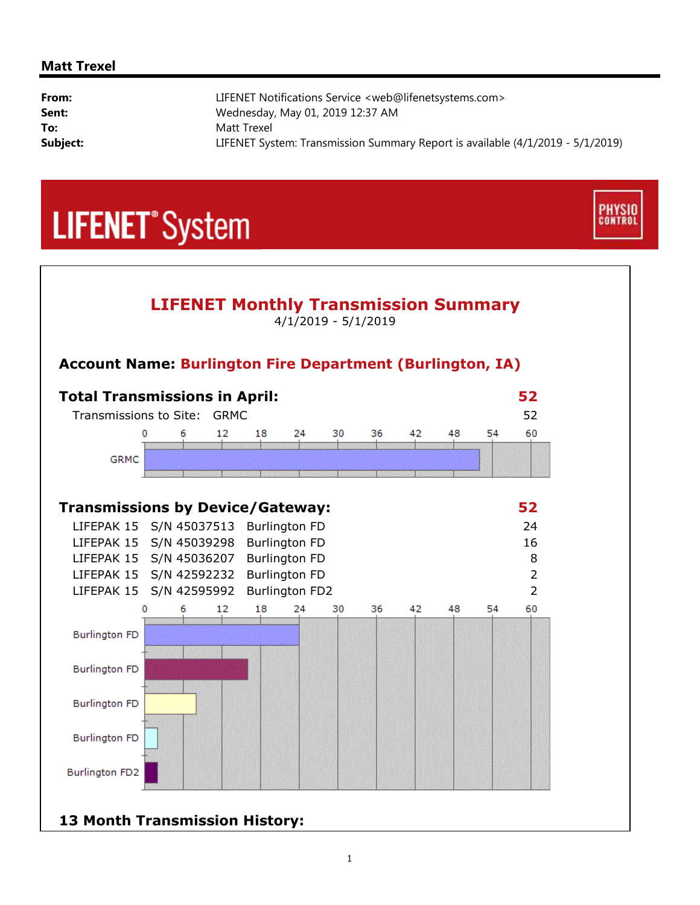**Matt Trexel**

| | |
|---|---|
| **From:** | LIFENET Notifications Service <web@lifenetsystems.com> |
| **Sent:** | Wednesday, May 01, 2019 12:37 AM |
| **To:** | Matt Trexel |
| **Subject:** | LIFENET System: Transmission Summary Report is available (4/1/2019 - 5/1/2019) |

LIFENET® System

PHYSIO CONTROL

## LIFENET Monthly Transmission Summary

4/1/2019 - 5/1/2019

### Account Name: Burlington Fire Department (Burlington, IA)

### Total Transmissions in April: 52

| Transmissions to Site: | GRMC | 52 |
|---|---|---|

### Transmissions by Device/Gateway: 52

| Device | Serial Number | Gateway | Transmissions |
|---|---|---|---|
| LIFEPAK 15 | S/N 45037513 | Burlington FD | 24 |
| LIFEPAK 15 | S/N 45039298 | Burlington FD | 16 |
| LIFEPAK 15 | S/N 45036207 | Burlington FD | 8 |
| LIFEPAK 15 | S/N 42592232 | Burlington FD | 2 |
| LIFEPAK 15 | S/N 42595992 | Burlington FD2 | 2 |

### 13 Month Transmission History: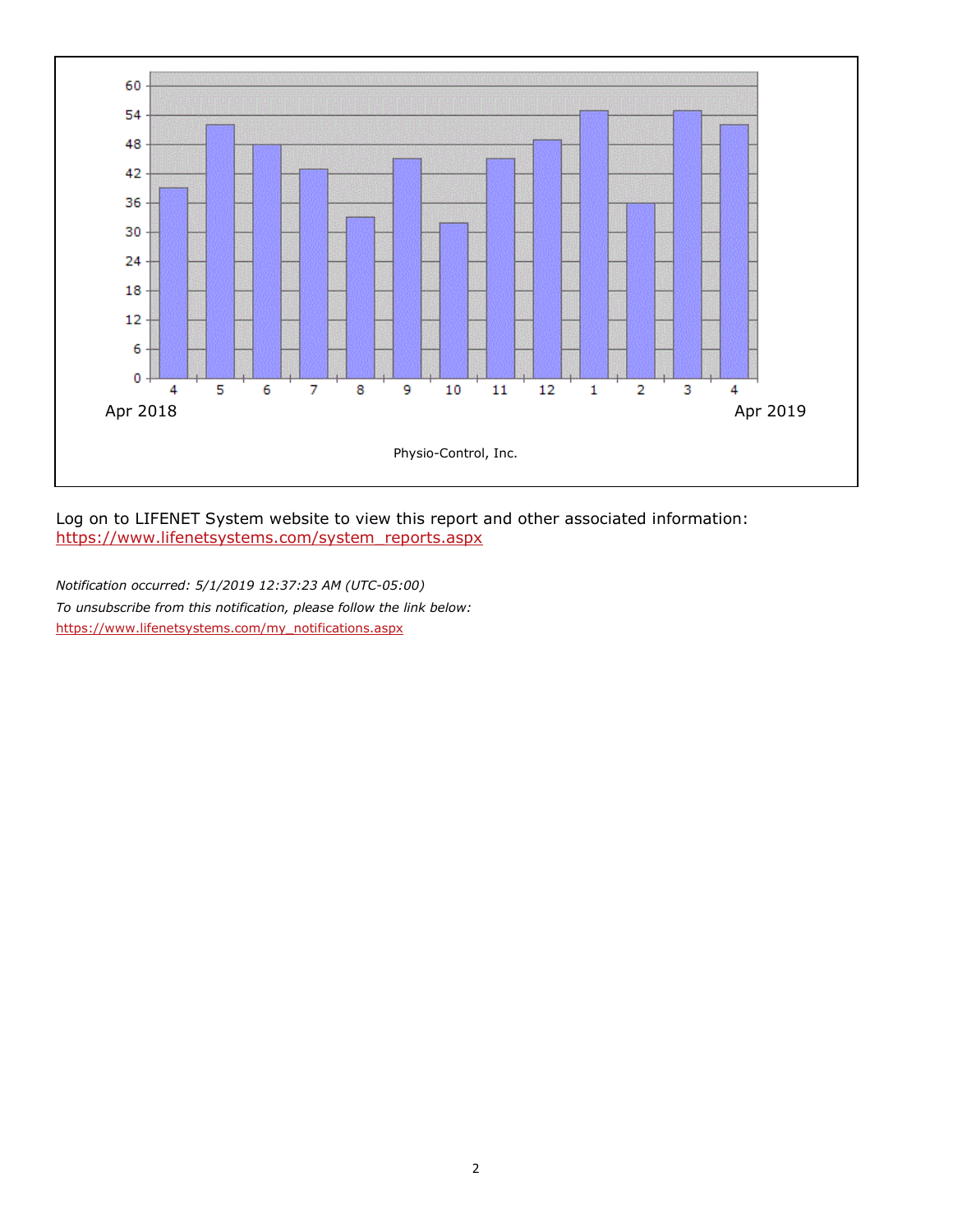60
54
48
42
36
30
24
18
12
6
0

4 5 6 7 8 9 10 11 12 1 2 3 4

Apr 2018

Apr 2019

Physio-Control, Inc.

Log on to LIFENET System website to view this report and other associated information:
https://www.lifenetsystems.com/system_reports.aspx

*Notification occurred: 5/1/2019 12:37:23 AM (UTC-05:00)*

*To unsubscribe from this notification, please follow the link below:*

https://www.lifenetsystems.com/my_notifications.aspx